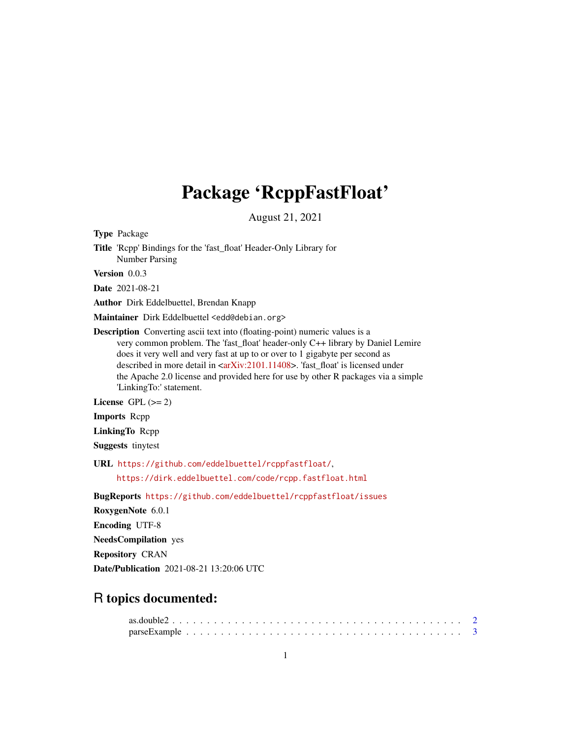# Package 'RcppFastFloat'

August 21, 2021

**Type** Package

**Title** 'Rcpp' Bindings for the 'fast_float' Header-Only Library for Number Parsing

**Version** 0.0.3

**Date** 2021-08-21

**Author** Dirk Eddelbuettel, Brendan Knapp

**Maintainer** Dirk Eddelbuettel <edd@debian.org>

**Description** Converting ascii text into (floating-point) numeric values is a very common problem. The 'fast_float' header-only C++ library by Daniel Lemire does it very well and very fast at up to or over to 1 gigabyte per second as described in more detail in <arXiv:2101.11408>. 'fast_float' is licensed under the Apache 2.0 license and provided here for use by other R packages via a simple 'LinkingTo:' statement.

**License** GPL (>= 2)

**Imports** Rcpp

**LinkingTo** Rcpp

**Suggests** tinytest

**URL** https://github.com/eddelbuettel/rcppfastfloat/, https://dirk.eddelbuettel.com/code/rcpp.fastfloat.html

**BugReports** https://github.com/eddelbuettel/rcppfastfloat/issues

**RoxygenNote** 6.0.1

**Encoding** UTF-8

**NeedsCompilation** yes

**Repository** CRAN

**Date/Publication** 2021-08-21 13:20:06 UTC

## R topics documented:

as.double2 . . . . . . . . . . . . . . . . . . . . . . . . . . . . . . . . . . . . . . . . 2
parseExample . . . . . . . . . . . . . . . . . . . . . . . . . . . . . . . . . . . . . . . 3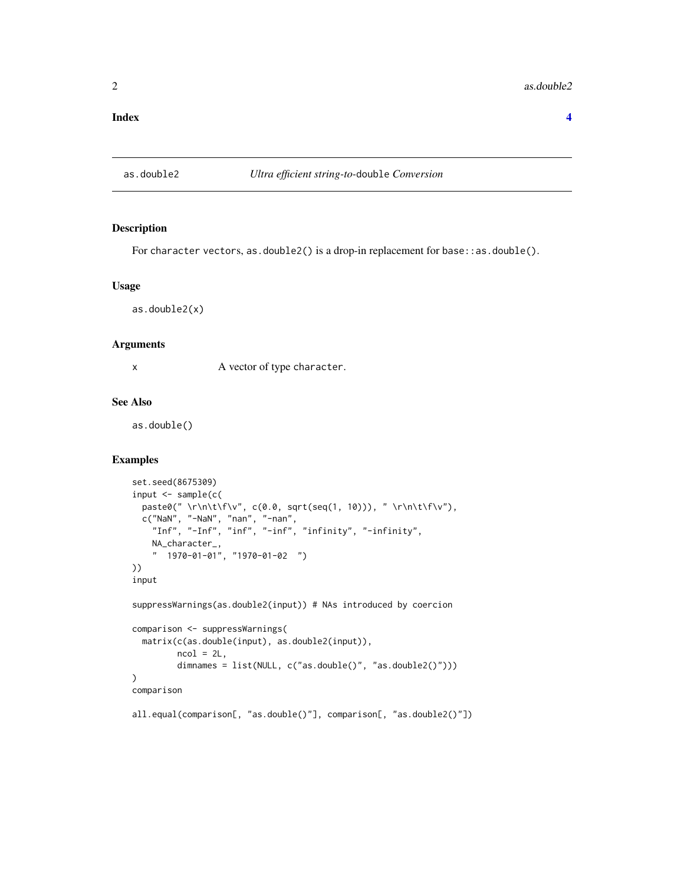**Index** **4**

---

## as.double2 — *Ultra efficient string-to-*`double` *Conversion*

### Description

For `character` vectors, `as.double2()` is a drop-in replacement for `base::as.double()`.

### Usage

```
as.double2(x)
```

### Arguments

| | |
|---|---|
| `x` | A vector of type `character`. |

### See Also

`as.double()`

### Examples

```
set.seed(8675309)
input <- sample(c(
  paste0(" \r\n\t\f\v", c(0.0, sqrt(seq(1, 10))), " \r\n\t\f\v"),
  c("NaN", "-NaN", "nan", "-nan",
    "Inf", "-Inf", "inf", "-inf", "infinity", "-infinity",
    NA_character_,
    "  1970-01-01", "1970-01-02  ")
))
input

suppressWarnings(as.double2(input)) # NAs introduced by coercion

comparison <- suppressWarnings(
  matrix(c(as.double(input), as.double2(input)),
         ncol = 2L,
         dimnames = list(NULL, c("as.double()", "as.double2()")))
)
comparison

all.equal(comparison[, "as.double()"], comparison[, "as.double2()"])
```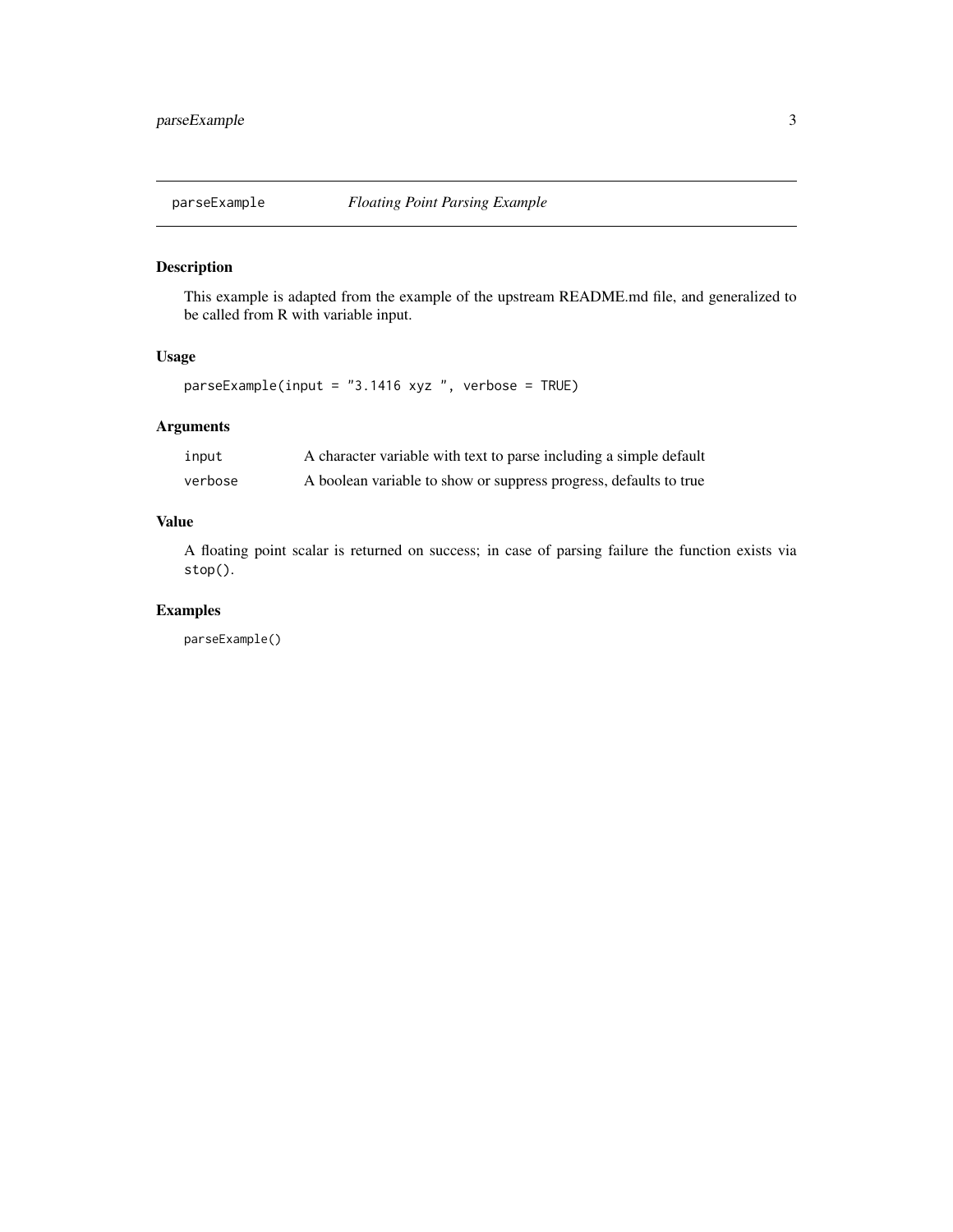## parseExample — *Floating Point Parsing Example*

### Description

This example is adapted from the example of the upstream README.md file, and generalized to be called from R with variable input.

### Usage

```
parseExample(input = "3.1416 xyz ", verbose = TRUE)
```

### Arguments

| | |
|---|---|
| `input` | A character variable with text to parse including a simple default |
| `verbose` | A boolean variable to show or suppress progress, defaults to true |

### Value

A floating point scalar is returned on success; in case of parsing failure the function exists via `stop()`.

### Examples

```
parseExample()
```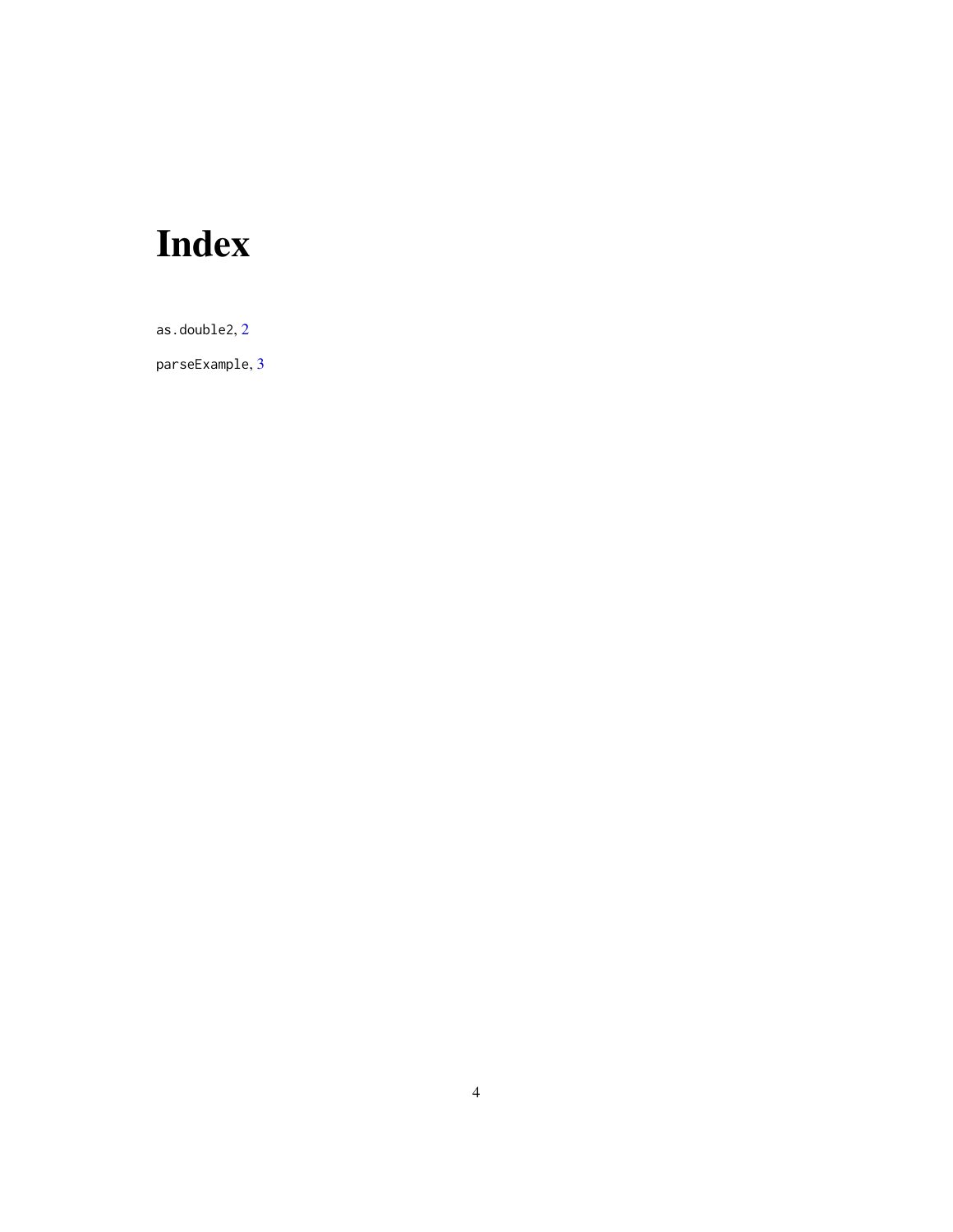# Index

`as.double2`, 2

`parseExample`, 3